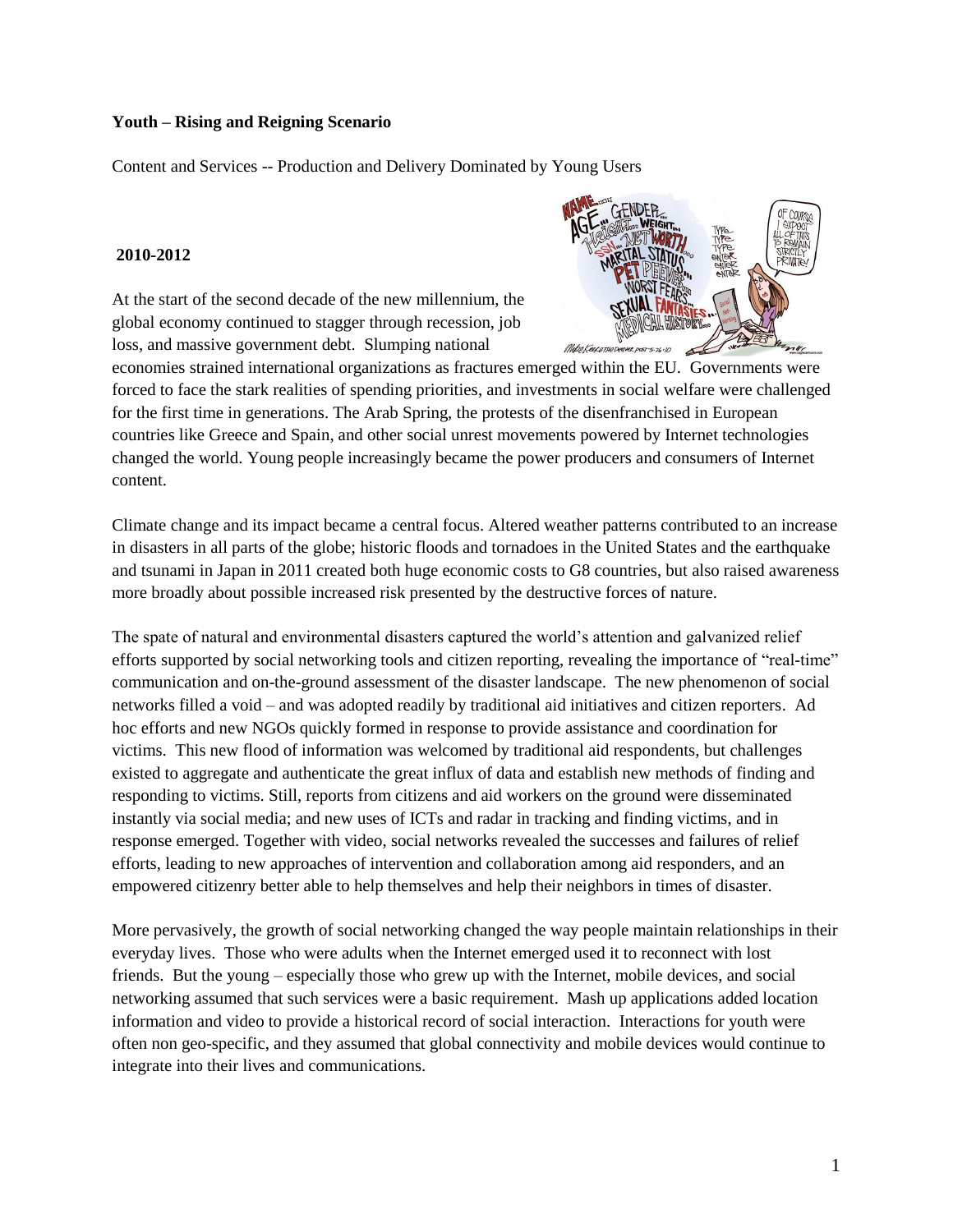**Youth – Rising and Reigning Scenario**

Content and Services -- Production and Delivery Dominated by Young Users

**2010-2012**

At the start of the second decade of the new millennium, the global economy continued to stagger through recession, job loss, and massive government debt. Slumping national economies strained international organizations as fractures emerged within the EU. Governments were forced to face the stark realities of spending priorities, and investments in social welfare were challenged for the first time in generations. The Arab Spring, the protests of the disenfranchised in European countries like Greece and Spain, and other social unrest movements powered by Internet technologies changed the world. Young people increasingly became the power producers and consumers of Internet content.

Climate change and its impact became a central focus. Altered weather patterns contributed to an increase in disasters in all parts of the globe; historic floods and tornadoes in the United States and the earthquake and tsunami in Japan in 2011 created both huge economic costs to G8 countries, but also raised awareness more broadly about possible increased risk presented by the destructive forces of nature.

The spate of natural and environmental disasters captured the world's attention and galvanized relief efforts supported by social networking tools and citizen reporting, revealing the importance of "real-time" communication and on-the-ground assessment of the disaster landscape. The new phenomenon of social networks filled a void – and was adopted readily by traditional aid initiatives and citizen reporters. Ad hoc efforts and new NGOs quickly formed in response to provide assistance and coordination for victims. This new flood of information was welcomed by traditional aid respondents, but challenges existed to aggregate and authenticate the great influx of data and establish new methods of finding and responding to victims. Still, reports from citizens and aid workers on the ground were disseminated instantly via social media; and new uses of ICTs and radar in tracking and finding victims, and in response emerged. Together with video, social networks revealed the successes and failures of relief efforts, leading to new approaches of intervention and collaboration among aid responders, and an empowered citizenry better able to help themselves and help their neighbors in times of disaster.

More pervasively, the growth of social networking changed the way people maintain relationships in their everyday lives. Those who were adults when the Internet emerged used it to reconnect with lost friends. But the young – especially those who grew up with the Internet, mobile devices, and social networking assumed that such services were a basic requirement. Mash up applications added location information and video to provide a historical record of social interaction. Interactions for youth were often non geo-specific, and they assumed that global connectivity and mobile devices would continue to integrate into their lives and communications.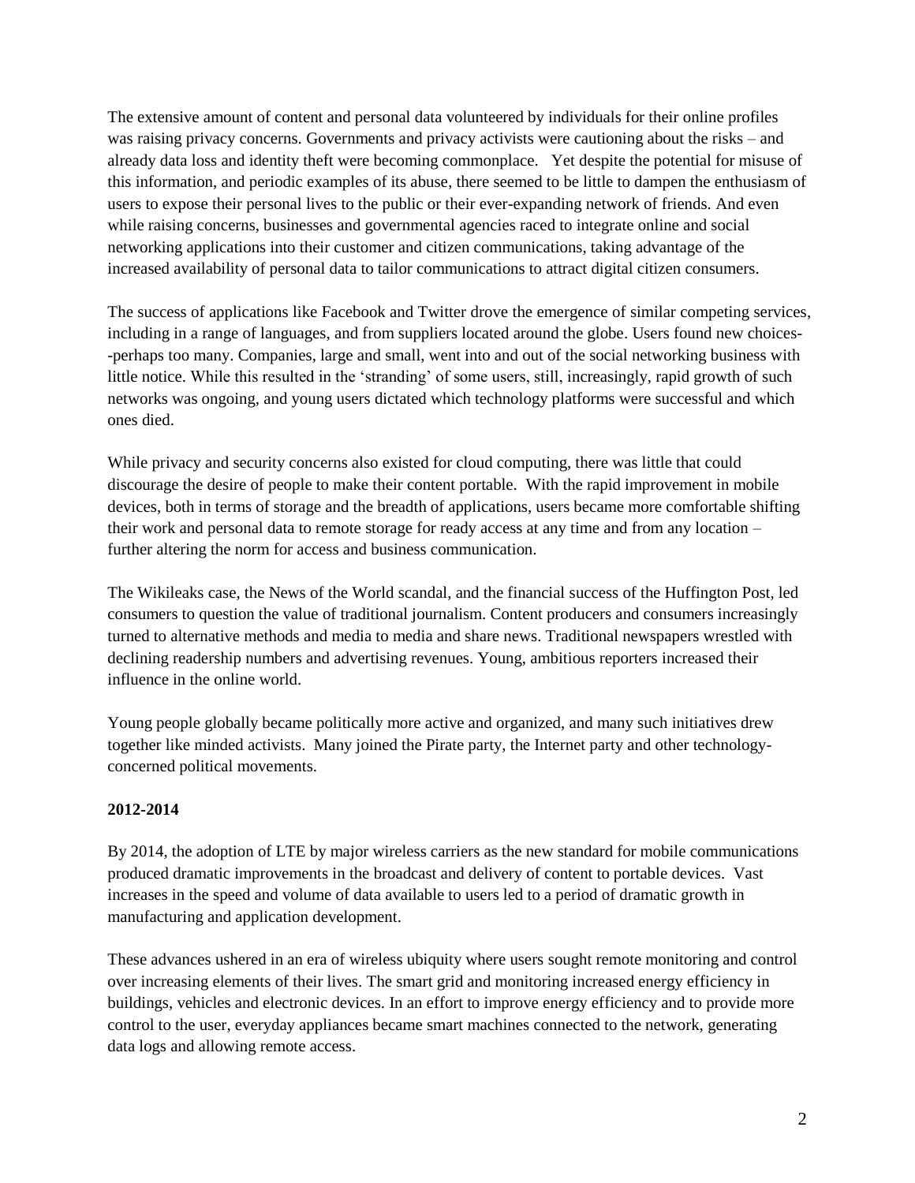The extensive amount of content and personal data volunteered by individuals for their online profiles was raising privacy concerns. Governments and privacy activists were cautioning about the risks – and already data loss and identity theft were becoming commonplace. Yet despite the potential for misuse of this information, and periodic examples of its abuse, there seemed to be little to dampen the enthusiasm of users to expose their personal lives to the public or their ever-expanding network of friends. And even while raising concerns, businesses and governmental agencies raced to integrate online and social networking applications into their customer and citizen communications, taking advantage of the increased availability of personal data to tailor communications to attract digital citizen consumers.

The success of applications like Facebook and Twitter drove the emergence of similar competing services, including in a range of languages, and from suppliers located around the globe. Users found new choices--perhaps too many. Companies, large and small, went into and out of the social networking business with little notice. While this resulted in the 'stranding' of some users, still, increasingly, rapid growth of such networks was ongoing, and young users dictated which technology platforms were successful and which ones died.

While privacy and security concerns also existed for cloud computing, there was little that could discourage the desire of people to make their content portable. With the rapid improvement in mobile devices, both in terms of storage and the breadth of applications, users became more comfortable shifting their work and personal data to remote storage for ready access at any time and from any location – further altering the norm for access and business communication.

The Wikileaks case, the News of the World scandal, and the financial success of the Huffington Post, led consumers to question the value of traditional journalism. Content producers and consumers increasingly turned to alternative methods and media to media and share news. Traditional newspapers wrestled with declining readership numbers and advertising revenues. Young, ambitious reporters increased their influence in the online world.

Young people globally became politically more active and organized, and many such initiatives drew together like minded activists. Many joined the Pirate party, the Internet party and other technology-concerned political movements.

**2012-2014**

By 2014, the adoption of LTE by major wireless carriers as the new standard for mobile communications produced dramatic improvements in the broadcast and delivery of content to portable devices. Vast increases in the speed and volume of data available to users led to a period of dramatic growth in manufacturing and application development.

These advances ushered in an era of wireless ubiquity where users sought remote monitoring and control over increasing elements of their lives. The smart grid and monitoring increased energy efficiency in buildings, vehicles and electronic devices. In an effort to improve energy efficiency and to provide more control to the user, everyday appliances became smart machines connected to the network, generating data logs and allowing remote access.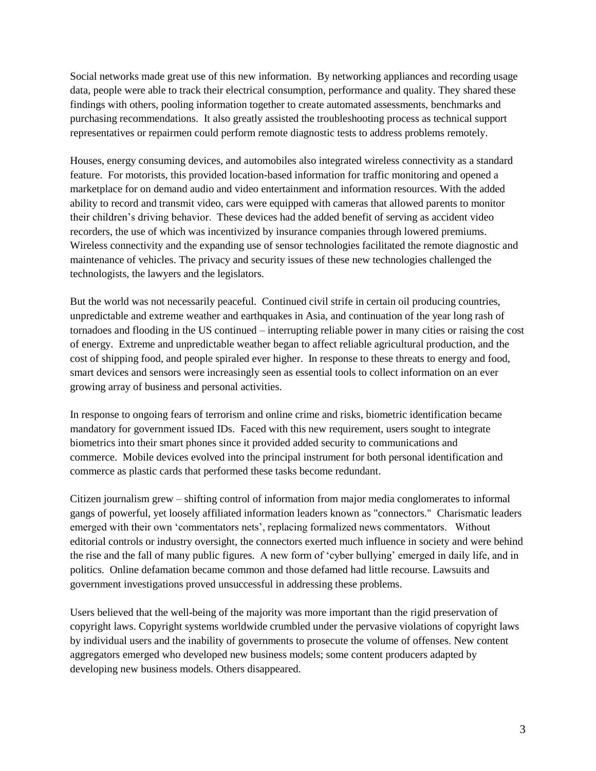Social networks made great use of this new information. By networking appliances and recording usage data, people were able to track their electrical consumption, performance and quality. They shared these findings with others, pooling information together to create automated assessments, benchmarks and purchasing recommendations. It also greatly assisted the troubleshooting process as technical support representatives or repairmen could perform remote diagnostic tests to address problems remotely.

Houses, energy consuming devices, and automobiles also integrated wireless connectivity as a standard feature. For motorists, this provided location-based information for traffic monitoring and opened a marketplace for on demand audio and video entertainment and information resources. With the added ability to record and transmit video, cars were equipped with cameras that allowed parents to monitor their children's driving behavior. These devices had the added benefit of serving as accident video recorders, the use of which was incentivized by insurance companies through lowered premiums. Wireless connectivity and the expanding use of sensor technologies facilitated the remote diagnostic and maintenance of vehicles. The privacy and security issues of these new technologies challenged the technologists, the lawyers and the legislators.

But the world was not necessarily peaceful. Continued civil strife in certain oil producing countries, unpredictable and extreme weather and earthquakes in Asia, and continuation of the year long rash of tornadoes and flooding in the US continued – interrupting reliable power in many cities or raising the cost of energy. Extreme and unpredictable weather began to affect reliable agricultural production, and the cost of shipping food, and people spiraled ever higher. In response to these threats to energy and food, smart devices and sensors were increasingly seen as essential tools to collect information on an ever growing array of business and personal activities.

In response to ongoing fears of terrorism and online crime and risks, biometric identification became mandatory for government issued IDs. Faced with this new requirement, users sought to integrate biometrics into their smart phones since it provided added security to communications and commerce. Mobile devices evolved into the principal instrument for both personal identification and commerce as plastic cards that performed these tasks become redundant.

Citizen journalism grew – shifting control of information from major media conglomerates to informal gangs of powerful, yet loosely affiliated information leaders known as "connectors." Charismatic leaders emerged with their own 'commentators nets', replacing formalized news commentators. Without editorial controls or industry oversight, the connectors exerted much influence in society and were behind the rise and the fall of many public figures. A new form of 'cyber bullying' emerged in daily life, and in politics. Online defamation became common and those defamed had little recourse. Lawsuits and government investigations proved unsuccessful in addressing these problems.

Users believed that the well-being of the majority was more important than the rigid preservation of copyright laws. Copyright systems worldwide crumbled under the pervasive violations of copyright laws by individual users and the inability of governments to prosecute the volume of offenses. New content aggregators emerged who developed new business models; some content producers adapted by developing new business models. Others disappeared.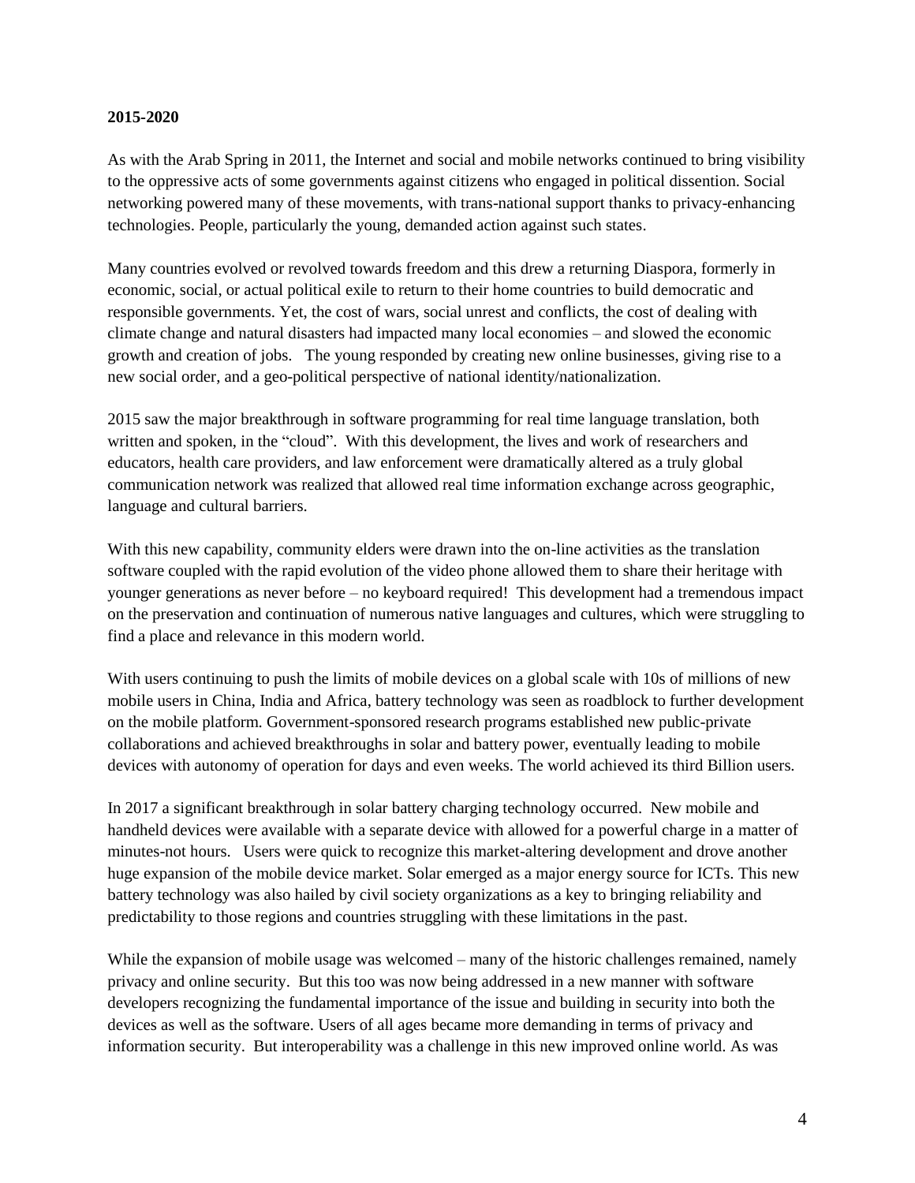**2015-2020**

As with the Arab Spring in 2011, the Internet and social and mobile networks continued to bring visibility to the oppressive acts of some governments against citizens who engaged in political dissention. Social networking powered many of these movements, with trans-national support thanks to privacy-enhancing technologies. People, particularly the young, demanded action against such states.

Many countries evolved or revolved towards freedom and this drew a returning Diaspora, formerly in economic, social, or actual political exile to return to their home countries to build democratic and responsible governments. Yet, the cost of wars, social unrest and conflicts, the cost of dealing with climate change and natural disasters had impacted many local economies – and slowed the economic growth and creation of jobs. The young responded by creating new online businesses, giving rise to a new social order, and a geo-political perspective of national identity/nationalization.

2015 saw the major breakthrough in software programming for real time language translation, both written and spoken, in the "cloud". With this development, the lives and work of researchers and educators, health care providers, and law enforcement were dramatically altered as a truly global communication network was realized that allowed real time information exchange across geographic, language and cultural barriers.

With this new capability, community elders were drawn into the on-line activities as the translation software coupled with the rapid evolution of the video phone allowed them to share their heritage with younger generations as never before – no keyboard required! This development had a tremendous impact on the preservation and continuation of numerous native languages and cultures, which were struggling to find a place and relevance in this modern world.

With users continuing to push the limits of mobile devices on a global scale with 10s of millions of new mobile users in China, India and Africa, battery technology was seen as roadblock to further development on the mobile platform. Government-sponsored research programs established new public-private collaborations and achieved breakthroughs in solar and battery power, eventually leading to mobile devices with autonomy of operation for days and even weeks. The world achieved its third Billion users.

In 2017 a significant breakthrough in solar battery charging technology occurred. New mobile and handheld devices were available with a separate device with allowed for a powerful charge in a matter of minutes-not hours. Users were quick to recognize this market-altering development and drove another huge expansion of the mobile device market. Solar emerged as a major energy source for ICTs. This new battery technology was also hailed by civil society organizations as a key to bringing reliability and predictability to those regions and countries struggling with these limitations in the past.

While the expansion of mobile usage was welcomed – many of the historic challenges remained, namely privacy and online security. But this too was now being addressed in a new manner with software developers recognizing the fundamental importance of the issue and building in security into both the devices as well as the software. Users of all ages became more demanding in terms of privacy and information security. But interoperability was a challenge in this new improved online world. As was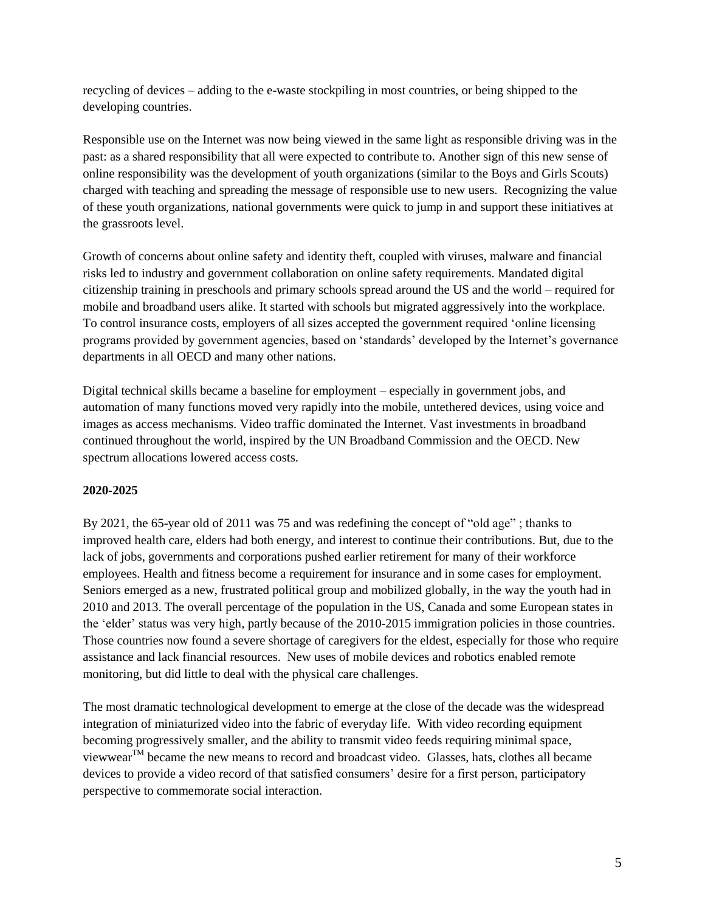recycling of devices – adding to the e-waste stockpiling in most countries, or being shipped to the developing countries.

Responsible use on the Internet was now being viewed in the same light as responsible driving was in the past: as a shared responsibility that all were expected to contribute to. Another sign of this new sense of online responsibility was the development of youth organizations (similar to the Boys and Girls Scouts) charged with teaching and spreading the message of responsible use to new users. Recognizing the value of these youth organizations, national governments were quick to jump in and support these initiatives at the grassroots level.

Growth of concerns about online safety and identity theft, coupled with viruses, malware and financial risks led to industry and government collaboration on online safety requirements. Mandated digital citizenship training in preschools and primary schools spread around the US and the world – required for mobile and broadband users alike. It started with schools but migrated aggressively into the workplace. To control insurance costs, employers of all sizes accepted the government required 'online licensing programs provided by government agencies, based on 'standards' developed by the Internet's governance departments in all OECD and many other nations.

Digital technical skills became a baseline for employment – especially in government jobs, and automation of many functions moved very rapidly into the mobile, untethered devices, using voice and images as access mechanisms. Video traffic dominated the Internet. Vast investments in broadband continued throughout the world, inspired by the UN Broadband Commission and the OECD. New spectrum allocations lowered access costs.

**2020-2025**

By 2021, the 65-year old of 2011 was 75 and was redefining the concept of "old age" ; thanks to improved health care, elders had both energy, and interest to continue their contributions. But, due to the lack of jobs, governments and corporations pushed earlier retirement for many of their workforce employees. Health and fitness become a requirement for insurance and in some cases for employment. Seniors emerged as a new, frustrated political group and mobilized globally, in the way the youth had in 2010 and 2013. The overall percentage of the population in the US, Canada and some European states in the 'elder' status was very high, partly because of the 2010-2015 immigration policies in those countries. Those countries now found a severe shortage of caregivers for the eldest, especially for those who require assistance and lack financial resources. New uses of mobile devices and robotics enabled remote monitoring, but did little to deal with the physical care challenges.

The most dramatic technological development to emerge at the close of the decade was the widespread integration of miniaturized video into the fabric of everyday life. With video recording equipment becoming progressively smaller, and the ability to transmit video feeds requiring minimal space, viewwear™ became the new means to record and broadcast video. Glasses, hats, clothes all became devices to provide a video record of that satisfied consumers' desire for a first person, participatory perspective to commemorate social interaction.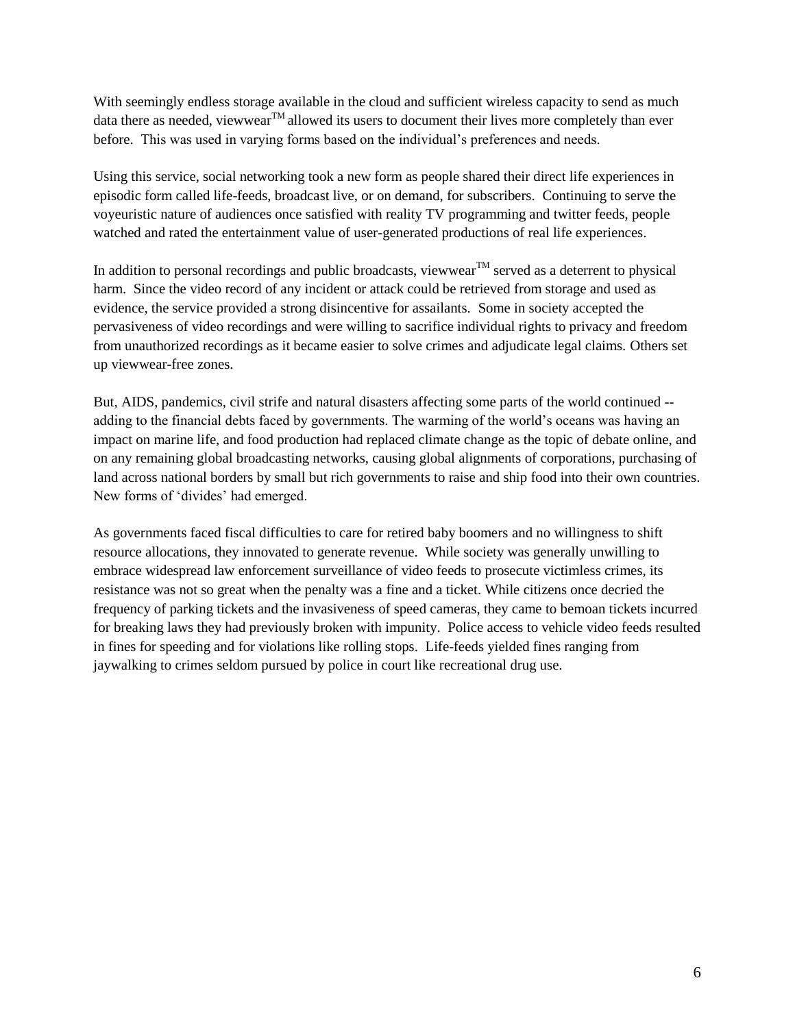With seemingly endless storage available in the cloud and sufficient wireless capacity to send as much data there as needed, viewwear$^{TM}$ allowed its users to document their lives more completely than ever before. This was used in varying forms based on the individual's preferences and needs.

Using this service, social networking took a new form as people shared their direct life experiences in episodic form called life-feeds, broadcast live, or on demand, for subscribers. Continuing to serve the voyeuristic nature of audiences once satisfied with reality TV programming and twitter feeds, people watched and rated the entertainment value of user-generated productions of real life experiences.

In addition to personal recordings and public broadcasts, viewwear$^{TM}$ served as a deterrent to physical harm. Since the video record of any incident or attack could be retrieved from storage and used as evidence, the service provided a strong disincentive for assailants. Some in society accepted the pervasiveness of video recordings and were willing to sacrifice individual rights to privacy and freedom from unauthorized recordings as it became easier to solve crimes and adjudicate legal claims. Others set up viewwear-free zones.

But, AIDS, pandemics, civil strife and natural disasters affecting some parts of the world continued -- adding to the financial debts faced by governments. The warming of the world's oceans was having an impact on marine life, and food production had replaced climate change as the topic of debate online, and on any remaining global broadcasting networks, causing global alignments of corporations, purchasing of land across national borders by small but rich governments to raise and ship food into their own countries. New forms of 'divides' had emerged.

As governments faced fiscal difficulties to care for retired baby boomers and no willingness to shift resource allocations, they innovated to generate revenue. While society was generally unwilling to embrace widespread law enforcement surveillance of video feeds to prosecute victimless crimes, its resistance was not so great when the penalty was a fine and a ticket. While citizens once decried the frequency of parking tickets and the invasiveness of speed cameras, they came to bemoan tickets incurred for breaking laws they had previously broken with impunity. Police access to vehicle video feeds resulted in fines for speeding and for violations like rolling stops. Life-feeds yielded fines ranging from jaywalking to crimes seldom pursued by police in court like recreational drug use.